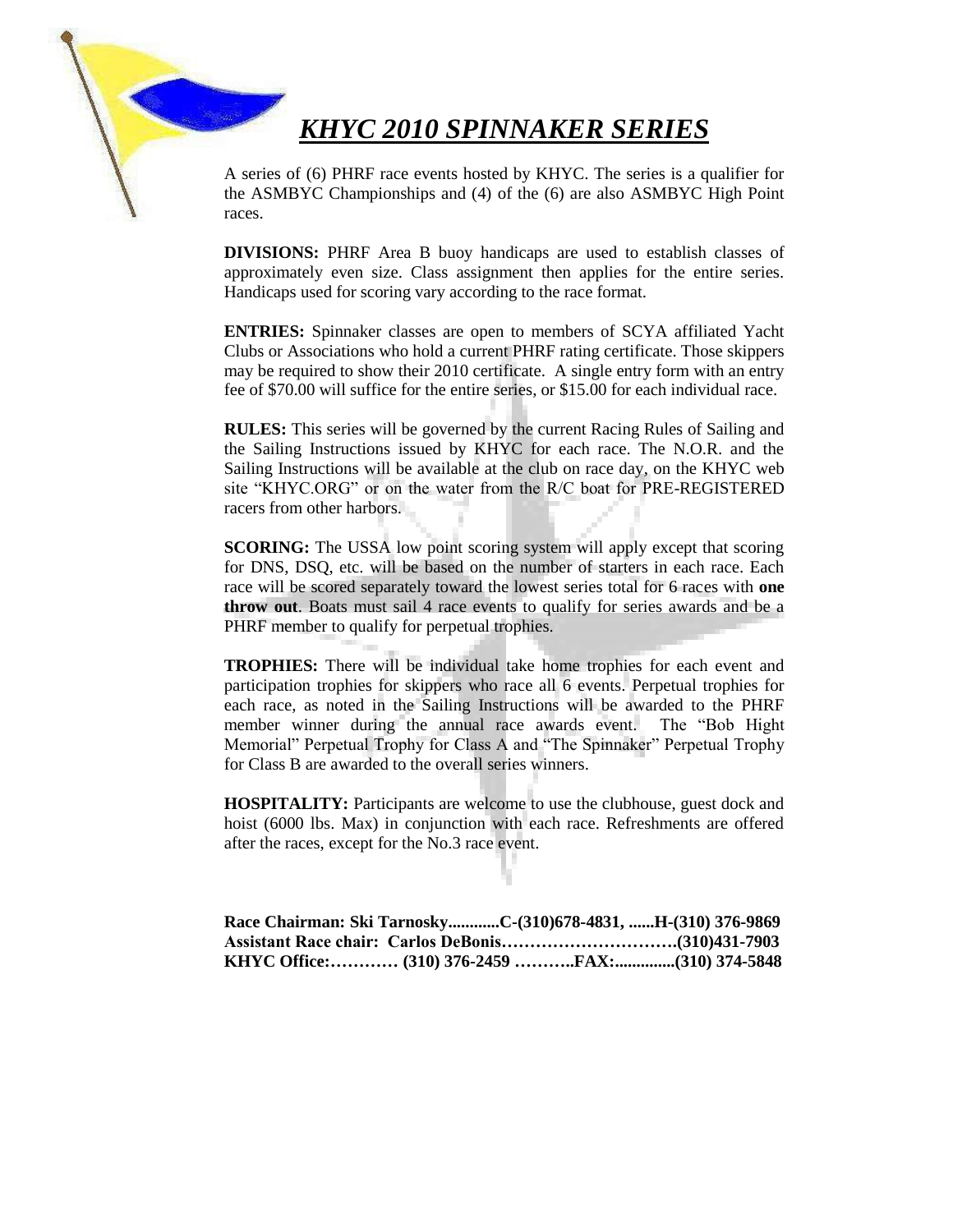# ***KHYC 2010 SPINNAKER SERIES***

A series of (6) PHRF race events hosted by KHYC. The series is a qualifier for the ASMBYC Championships and (4) of the (6) are also ASMBYC High Point races.

**DIVISIONS:** PHRF Area B buoy handicaps are used to establish classes of approximately even size. Class assignment then applies for the entire series. Handicaps used for scoring vary according to the race format.

**ENTRIES:** Spinnaker classes are open to members of SCYA affiliated Yacht Clubs or Associations who hold a current PHRF rating certificate. Those skippers may be required to show their 2010 certificate. A single entry form with an entry fee of $70.00 will suffice for the entire series, or $15.00 for each individual race.

**RULES:** This series will be governed by the current Racing Rules of Sailing and the Sailing Instructions issued by KHYC for each race. The N.O.R. and the Sailing Instructions will be available at the club on race day, on the KHYC web site "KHYC.ORG" or on the water from the R/C boat for PRE-REGISTERED racers from other harbors.

**SCORING:** The USSA low point scoring system will apply except that scoring for DNS, DSQ, etc. will be based on the number of starters in each race. Each race will be scored separately toward the lowest series total for 6 races with **one throw out**. Boats must sail 4 race events to qualify for series awards and be a PHRF member to qualify for perpetual trophies.

**TROPHIES:** There will be individual take home trophies for each event and participation trophies for skippers who race all 6 events. Perpetual trophies for each race, as noted in the Sailing Instructions will be awarded to the PHRF member winner during the annual race awards event. The "Bob Hight Memorial" Perpetual Trophy for Class A and "The Spinnaker" Perpetual Trophy for Class B are awarded to the overall series winners.

**HOSPITALITY:** Participants are welcome to use the clubhouse, guest dock and hoist (6000 lbs. Max) in conjunction with each race. Refreshments are offered after the races, except for the No.3 race event.

**Race Chairman: Ski Tarnosky............C-(310)678-4831, ......H-(310) 376-9869**
**Assistant Race chair: Carlos DeBonis…………………………(310)431-7903**
**KHYC Office:………… (310) 376-2459 ………..FAX:.............(310) 374-5848**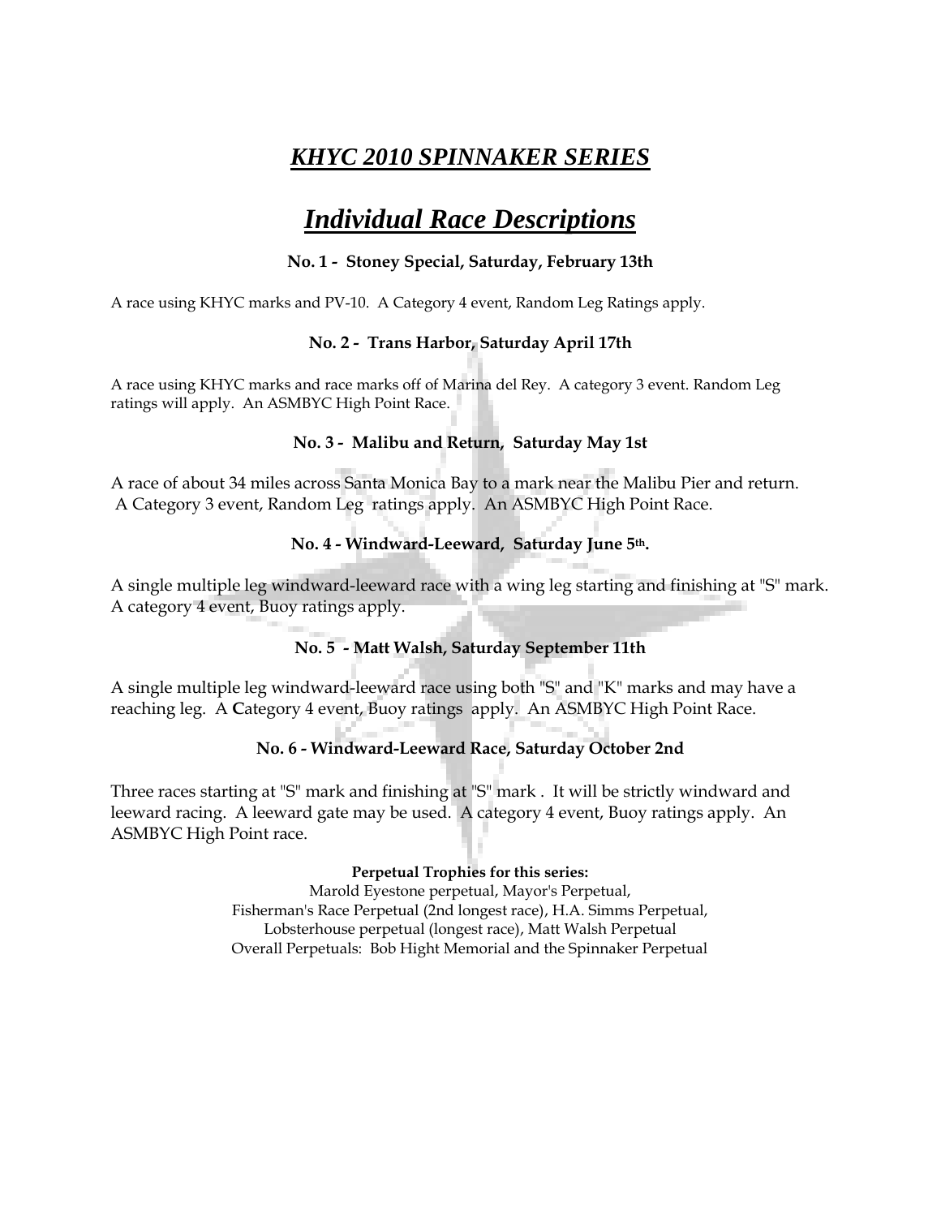## *KHYC 2010 SPINNAKER SERIES*

# *Individual Race Descriptions*

**No. 1 - Stoney Special, Saturday, February 13th**

A race using KHYC marks and PV-10. A Category 4 event, Random Leg Ratings apply.

**No. 2 - Trans Harbor, Saturday April 17th**

A race using KHYC marks and race marks off of Marina del Rey. A category 3 event. Random Leg ratings will apply. An ASMBYC High Point Race.

**No. 3 - Malibu and Return, Saturday May 1st**

A race of about 34 miles across Santa Monica Bay to a mark near the Malibu Pier and return. A Category 3 event, Random Leg ratings apply. An ASMBYC High Point Race.

**No. 4 - Windward-Leeward, Saturday June 5th.**

A single multiple leg windward-leeward race with a wing leg starting and finishing at "S" mark. A category 4 event, Buoy ratings apply.

**No. 5 - Matt Walsh, Saturday September 11th**

A single multiple leg windward-leeward race using both "S" and "K" marks and may have a reaching leg. A **C**ategory 4 event, Buoy ratings apply. An ASMBYC High Point Race.

**No. 6 - Windward-Leeward Race, Saturday October 2nd**

Three races starting at "S" mark and finishing at "S" mark . It will be strictly windward and leeward racing. A leeward gate may be used. A category 4 event, Buoy ratings apply. An ASMBYC High Point race.

**Perpetual Trophies for this series:**

Marold Eyestone perpetual, Mayor's Perpetual,
Fisherman's Race Perpetual (2nd longest race), H.A. Simms Perpetual,
Lobsterhouse perpetual (longest race), Matt Walsh Perpetual
Overall Perpetuals: Bob Hight Memorial and the Spinnaker Perpetual